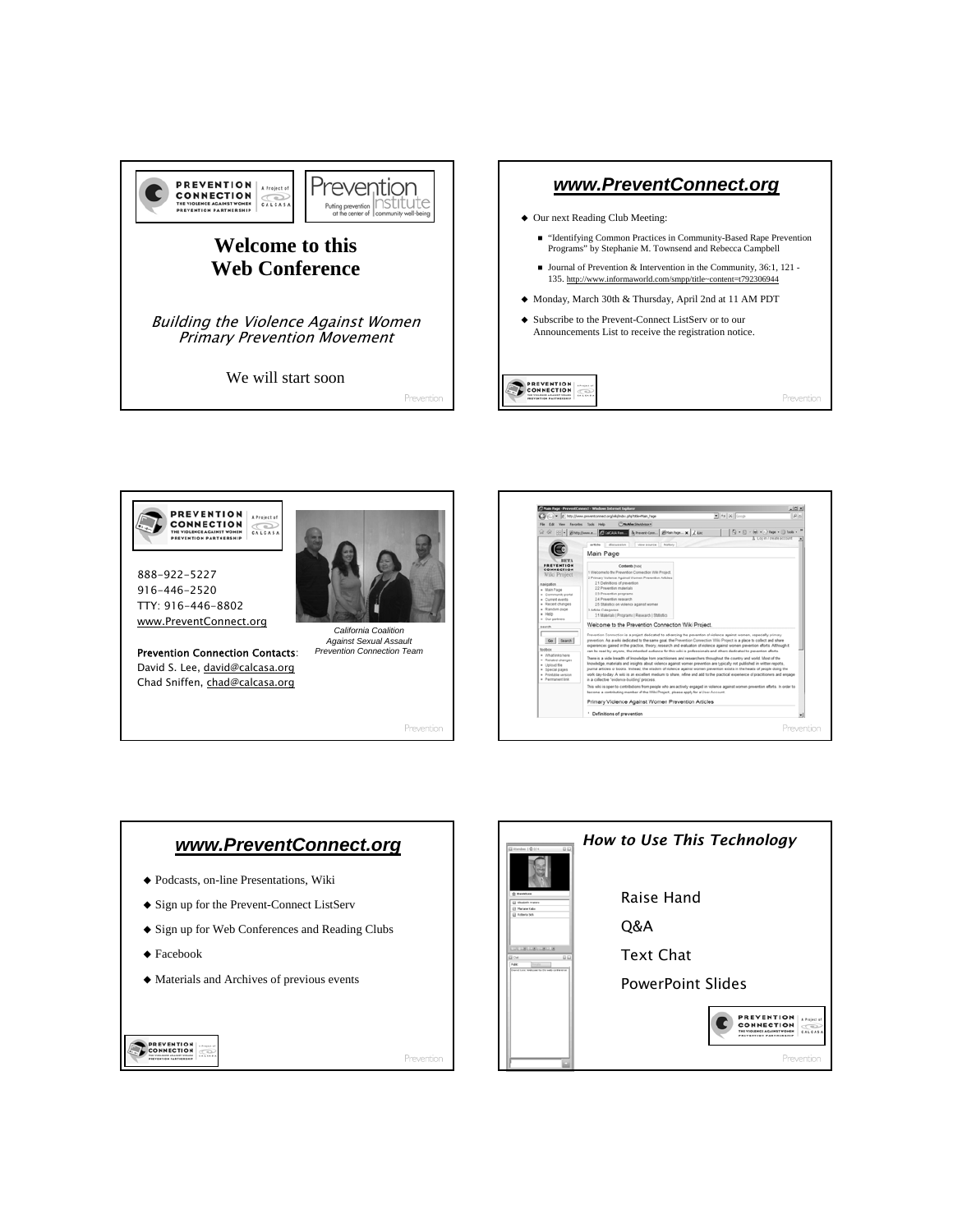# Welcome to this Web Conference

*Building the Violence Against Women Primary Prevention Movement*

We will start soon

---

## www.PreventConnect.org

- Our next Reading Club Meeting:
  - "Identifying Common Practices in Community-Based Rape Prevention Programs" by Stephanie M. Townsend and Rebecca Campbell
  - Journal of Prevention & Intervention in the Community, 36:1, 121 - 135. http://www.informaworld.com/smpp/title~content=t792306944
- Monday, March 30th & Thursday, April 2nd at 11 AM PDT
- Subscribe to the Prevent-Connect ListServ or to our Announcements List to receive the registration notice.

---

888-922-5227
916-446-2520
TTY: 916-446-8802
www.PreventConnect.org

**Prevention Connection Contacts**:
David S. Lee, david@calcasa.org
Chad Sniffen, chad@calcasa.org

*California Coalition Against Sexual Assault Prevention Connection Team*

---

## www.PreventConnect.org

- Podcasts, on-line Presentations, Wiki
- Sign up for the Prevent-Connect ListServ
- Sign up for Web Conferences and Reading Clubs
- Facebook
- Materials and Archives of previous events

---

## How to Use This Technology

Raise Hand

Q&A

Text Chat

PowerPoint Slides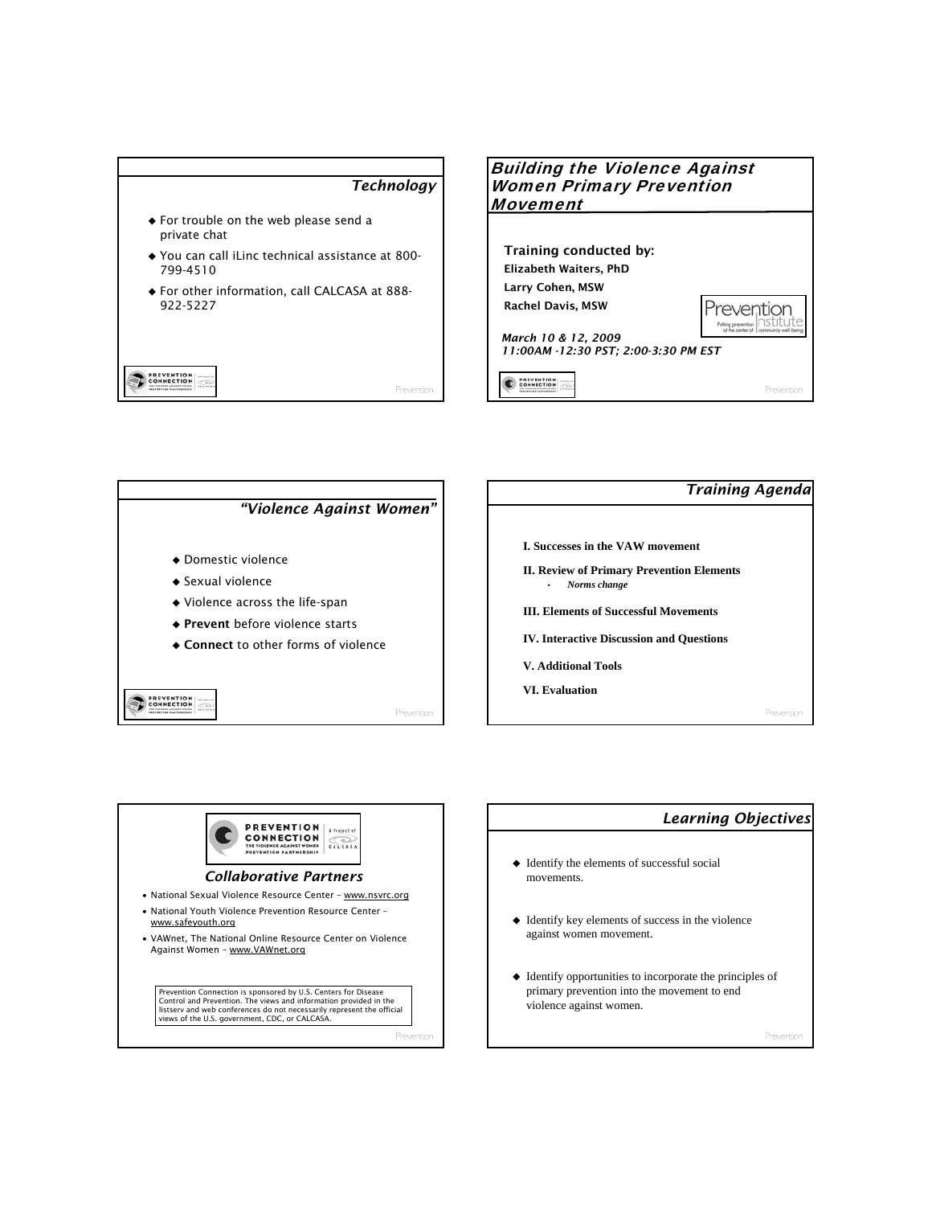## Technology

- For trouble on the web please send a private chat
- You can call iLinc technical assistance at 800-799-4510
- For other information, call CALCASA at 888-922-5227

## Building the Violence Against Women Primary Prevention Movement

**Training conducted by:**

**Elizabeth Waiters, PhD**

**Larry Cohen, MSW**

**Rachel Davis, MSW**

*March 10 & 12, 2009*

*11:00AM -12:30 PST; 2:00-3:30 PM EST*

## "Violence Against Women"

- Domestic violence
- Sexual violence
- Violence across the life-span
- **Prevent** before violence starts
- **Connect** to other forms of violence

## Training Agenda

**I. Successes in the VAW movement**

**II. Review of Primary Prevention Elements**

- *Norms change*

**III. Elements of Successful Movements**

**IV. Interactive Discussion and Questions**

**V. Additional Tools**

**VI. Evaluation**

## Collaborative Partners

- National Sexual Violence Resource Center – www.nsvrc.org
- National Youth Violence Prevention Resource Center – www.safeyouth.org
- VAWnet, The National Online Resource Center on Violence Against Women – www.VAWnet.org

Prevention Connection is sponsored by U.S. Centers for Disease Control and Prevention. The views and information provided in the listserv and web conferences do not necessarily represent the official views of the U.S. government, CDC, or CALCASA.

## Learning Objectives

- Identify the elements of successful social movements.
- Identify key elements of success in the violence against women movement.
- Identify opportunities to incorporate the principles of primary prevention into the movement to end violence against women.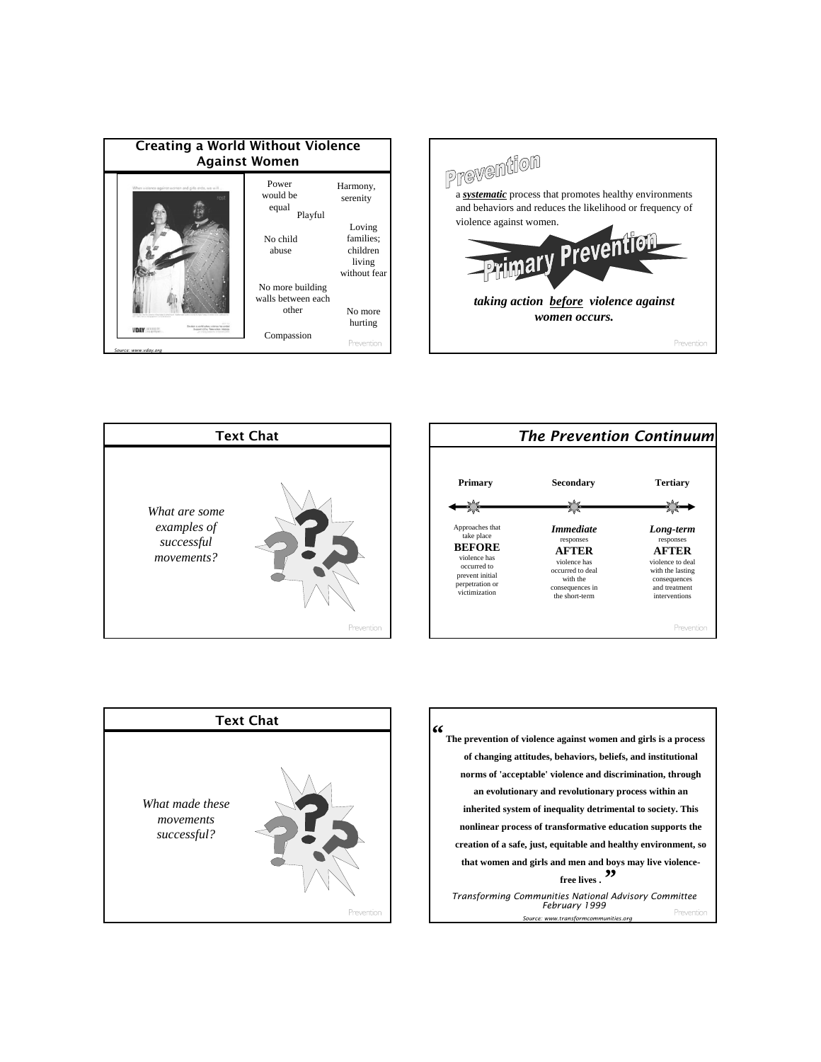## Creating a World Without Violence Against Women

Power would be equal

Harmony, serenity

Playful

Loving families; children living without fear

No child abuse

No more building walls between each other

No more hurting

Compassion

*Source: www.vday.org*

## Prevention

a ***systematic*** process that promotes healthy environments and behaviors and reduces the likelihood or frequency of violence against women.

**Primary Prevention**

***taking action before violence against women occurs.***

## Text Chat

*What are some examples of successful movements?*

## *The Prevention Continuum*

| Primary | Secondary | Tertiary |
|---|---|---|
| Approaches that take place **BEFORE** violence has occurred to prevent initial perpetration or victimization | ***Immediate*** responses **AFTER** violence has occurred to deal with the consequences in the short-term | ***Long-term*** responses **AFTER** violence to deal with the lasting consequences and treatment interventions |

## Text Chat

*What made these movements successful?*

**"The prevention of violence against women and girls is a process of changing attitudes, behaviors, beliefs, and institutional norms of 'acceptable' violence and discrimination, through an evolutionary and revolutionary process within an inherited system of inequality detrimental to society. This nonlinear process of transformative education supports the creation of a safe, just, equitable and healthy environment, so that women and girls and men and boys may live violence-free lives ."**

*Transforming Communities National Advisory Committee February 1999*

*Source: www.transformcommunities.org*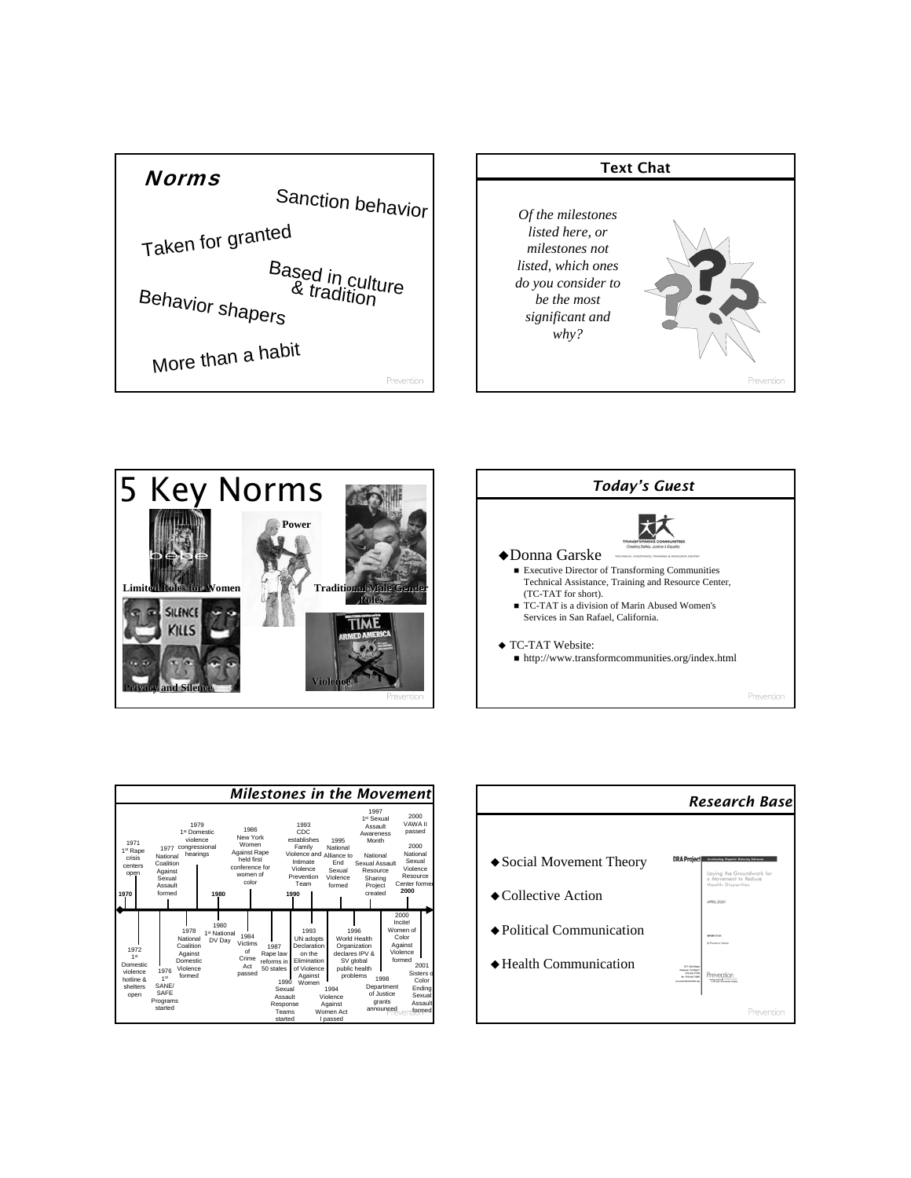## Norms

Sanction behavior

Taken for granted

Based in culture & tradition

Behavior shapers

More than a habit

## Text Chat

*Of the milestones listed here, or milestones not listed, which ones do you consider to be the most significant and why?*

## 5 Key Norms

Power

Limited Roles for Women

Traditional Male Gender Roles

Privacy and Silence

Violence

## Today's Guest

- Donna Garske
  - Executive Director of Transforming Communities Technical Assistance, Training and Resource Center, (TC-TAT for short).
  - TC-TAT is a division of Marin Abused Women's Services in San Rafael, California.
- TC-TAT Website:
  - http://www.transformcommunities.org/index.html

## Milestones in the Movement

**1970**

- 1971 1st Rape crisis centers open
- 1972 1st Domestic violence hotline & shelters open
- 1976 1st SANE/ SAFE Programs started
- 1977 National Coalition Against Sexual Assault formed
- 1978 National Coalition Against Domestic Violence formed
- 1979 1st Domestic violence congressional hearings

**1980**

- 1980 1st National DV Day
- 1984 Victims of Crime Act passed
- 1986 New York Women Against Rape held first conference for women of color
- 1987 Rape law reforms in 50 states

**1990**

- 1990 Sexual Assault Response Teams started
- 1993 CDC establishes Family Violence and Intimate Violence Prevention Team
- 1993 UN adopts Declaration on the Elimination of Violence Against Women
- 1994 Violence Against Women Act I passed
- 1995 National Alliance to End Sexual Violence formed
- 1996 World Health Organization declares IPV & SV global public health problems
- 1997 1st Sexual Assault Awareness Month
- National Sexual Assault Resource Sharing Project created
- 1998 Department of Justice grants announced

**2000**

- 2000 VAWA II passed
- 2000 National Sexual Violence Resource Center formed
- 2000 Incite! Women of Color Against Violence formed
- 2001 Sisters of Color Ending Sexual Assault formed

## Research Base

- Social Movement Theory
- Collective Action
- Political Communication
- Health Communication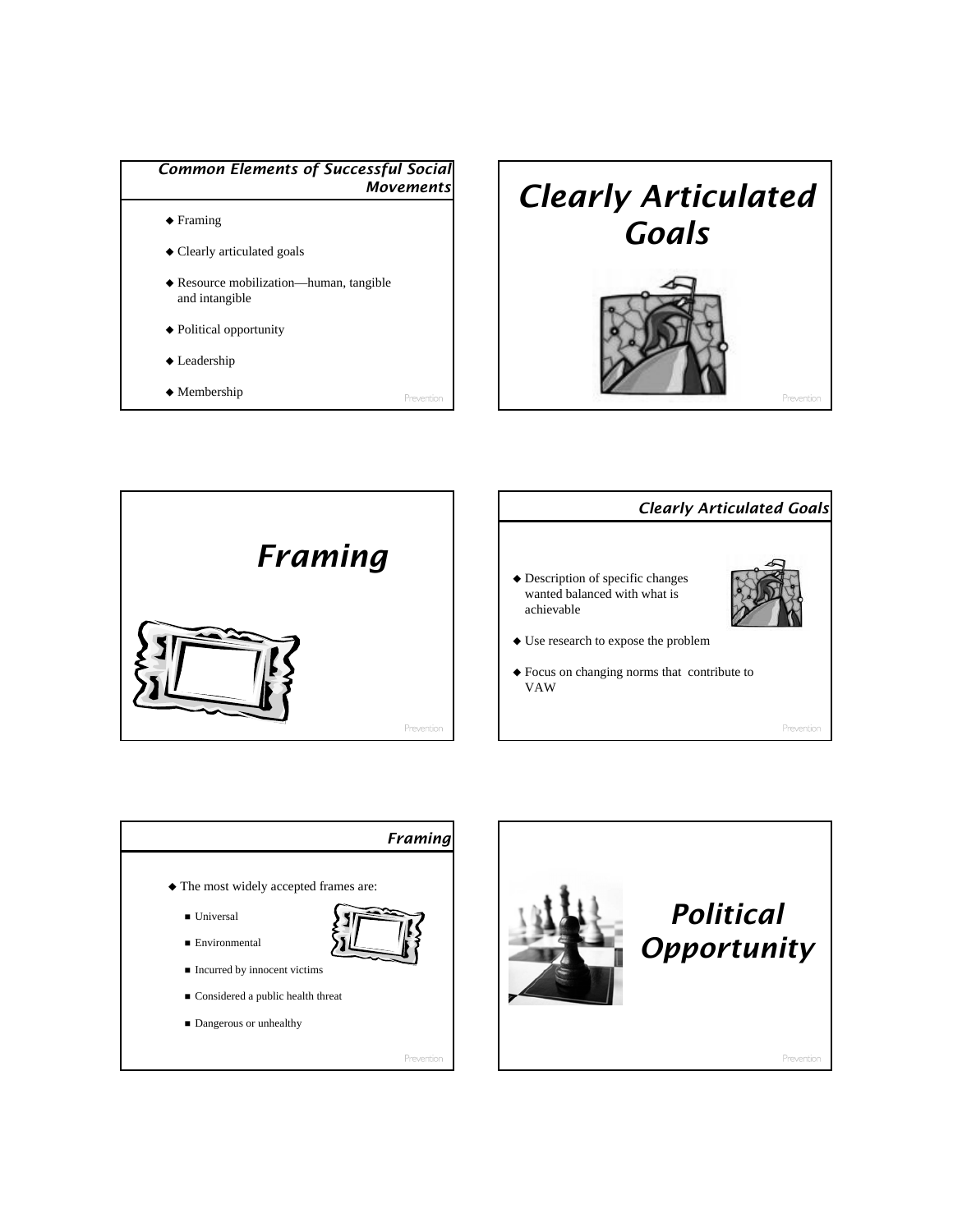## Common Elements of Successful Social Movements

- Framing
- Clearly articulated goals
- Resource mobilization—human, tangible and intangible
- Political opportunity
- Leadership
- Membership

# *Clearly Articulated Goals*

# *Framing*

## Clearly Articulated Goals

- Description of specific changes wanted balanced with what is achievable
- Use research to expose the problem
- Focus on changing norms that contribute to VAW

## Framing

- The most widely accepted frames are:
  - Universal
  - Environmental
  - Incurred by innocent victims
  - Considered a public health threat
  - Dangerous or unhealthy

# *Political Opportunity*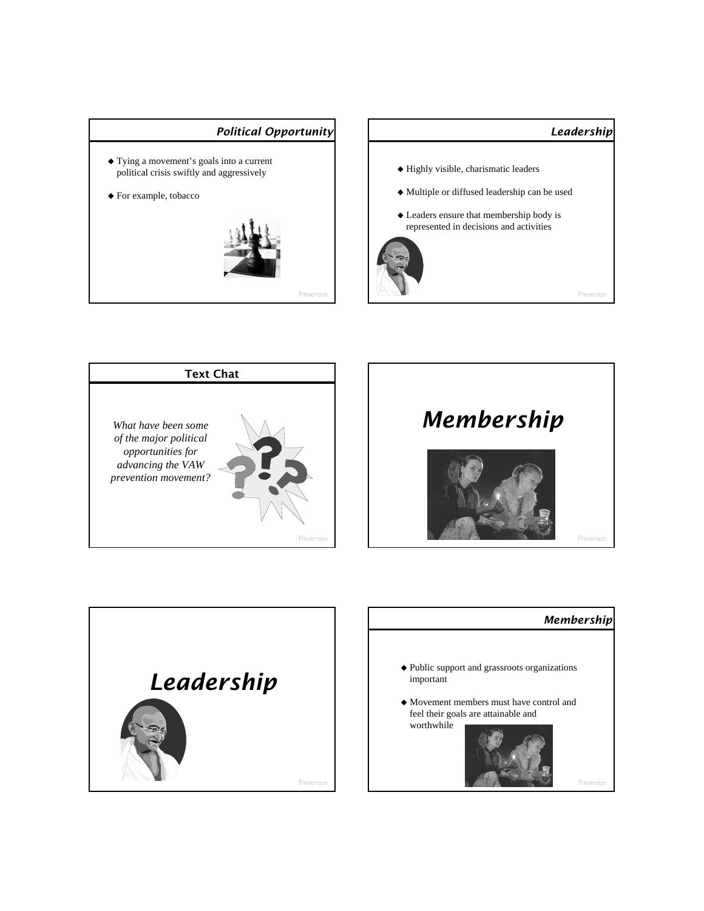## Political Opportunity

- Tying a movement's goals into a current political crisis swiftly and aggressively
- For example, tobacco

## Leadership

- Highly visible, charismatic leaders
- Multiple or diffused leadership can be used
- Leaders ensure that membership body is represented in decisions and activities

## Text Chat

*What have been some of the major political opportunities for advancing the VAW prevention movement?*

# *Membership*

# *Leadership*

## Membership

- Public support and grassroots organizations important
- Movement members must have control and feel their goals are attainable and worthwhile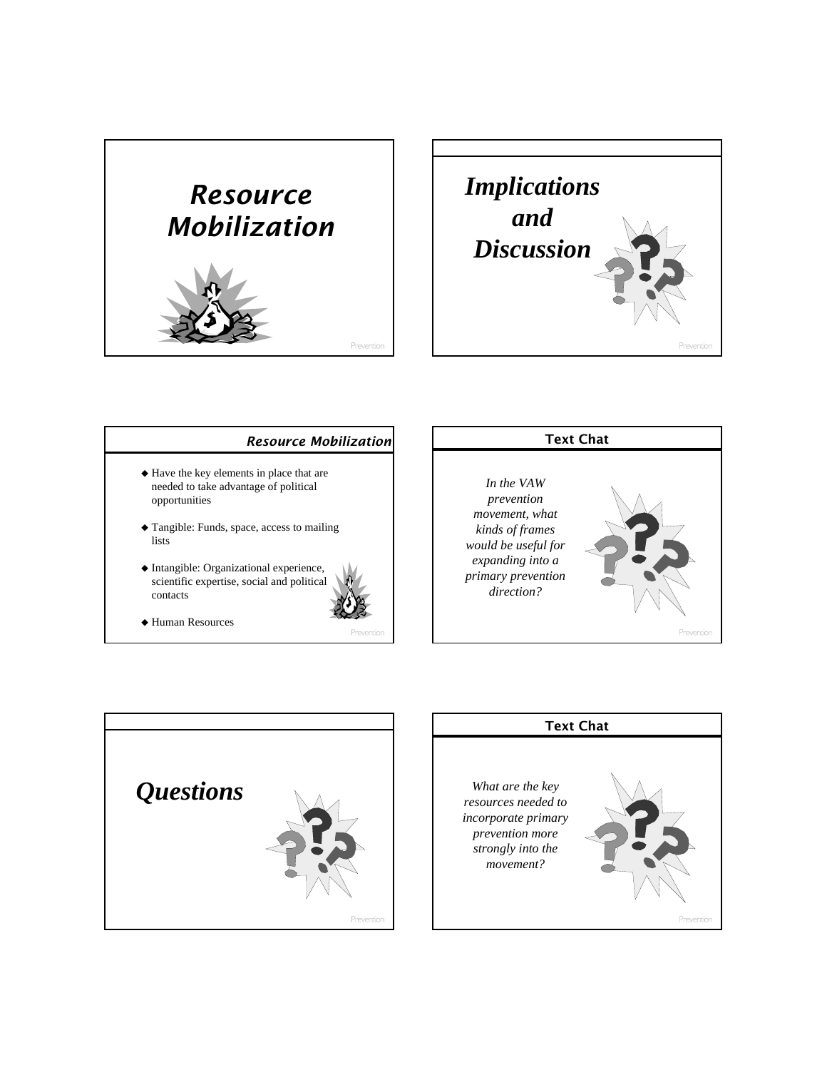# Resource Mobilization

# Implications and Discussion

## Resource Mobilization

- Have the key elements in place that are needed to take advantage of political opportunities
- Tangible: Funds, space, access to mailing lists
- Intangible: Organizational experience, scientific expertise, social and political contacts
- Human Resources

## Text Chat

*In the VAW prevention movement, what kinds of frames would be useful for expanding into a primary prevention direction?*

# Questions

## Text Chat

*What are the key resources needed to incorporate primary prevention more strongly into the movement?*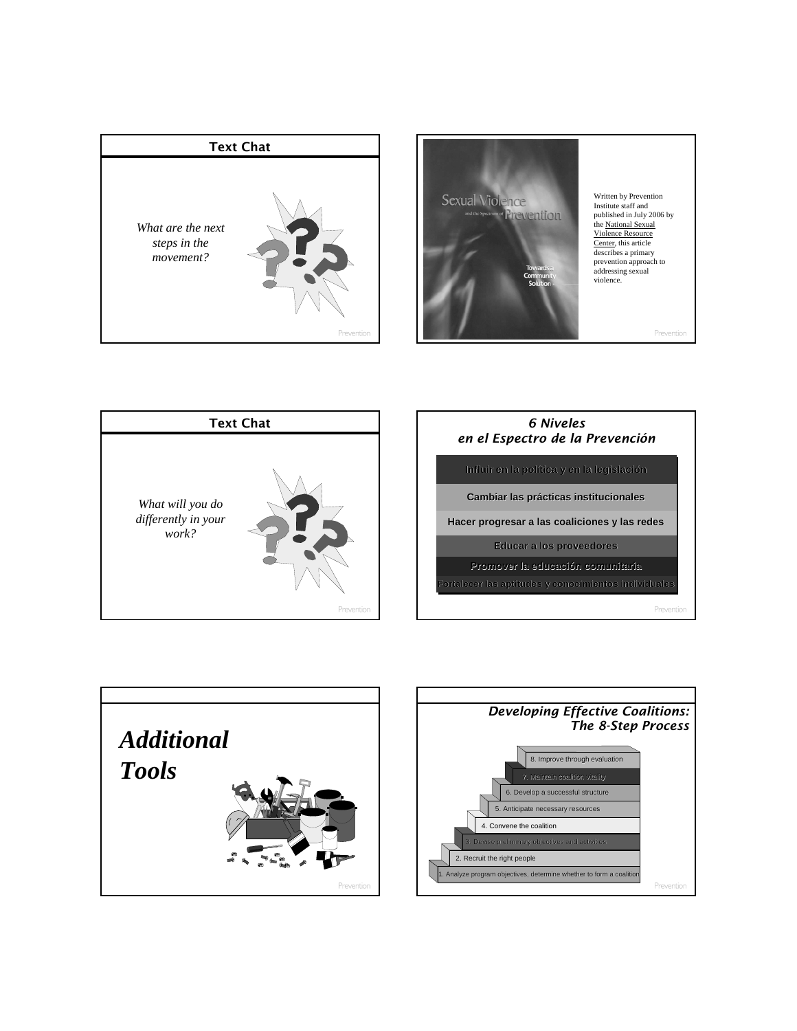## Text Chat

*What are the next steps in the movement?*

Sexual Violence and the Spectrum of Prevention

Towards a Community Solution

Written by Prevention Institute staff and published in July 2006 by the National Sexual Violence Resource Center, this article describes a primary prevention approach to addressing sexual violence.

## Text Chat

*What will you do differently in your work?*

## *6 Niveles en el Espectro de la Prevención*

- Influir en la política y en la legislación
- Cambiar las prácticas institucionales
- Hacer progresar a las coaliciones y las redes
- Educar a los proveedores
- Promover la educación comunitaria
- Fortalecer las aptitudes y conocimientos individuales

# *Additional Tools*

## *Developing Effective Coalitions: The 8-Step Process*

8. Improve through evaluation
7. Maintain coalition vitality
6. Develop a successful structure
5. Anticipate necessary resources
4. Convene the coalition
3. Devise preliminary objectives and activities
2. Recruit the right people
1. Analyze program objectives, determine whether to form a coalition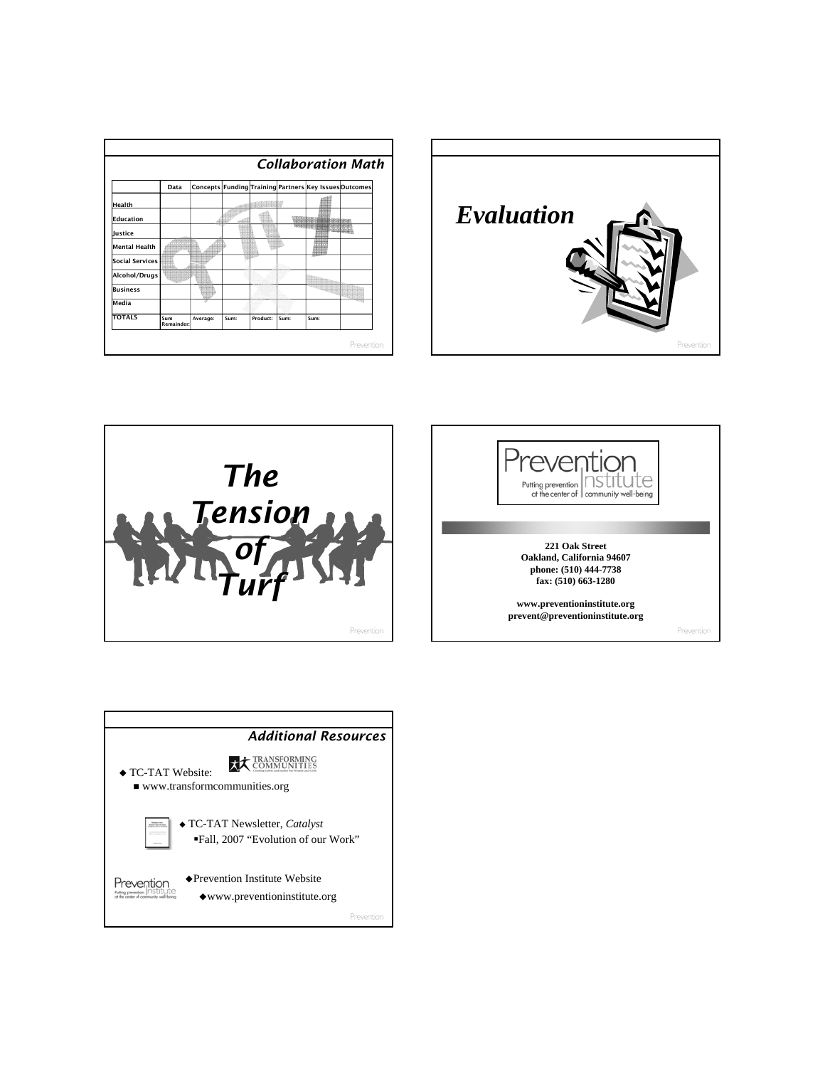## Collaboration Math

| | Data | Concepts | Funding | Training | Partners | Key Issues | Outcomes |
|---|---|---|---|---|---|---|---|
| Health | | | | | | | |
| Education | | | | | | | |
| Justice | | | | | | | |
| Mental Health | | | | | | | |
| Social Services | | | | | | | |
| Alcohol/Drugs | | | | | | | |
| Business | | | | | | | |
| Media | | | | | | | |
| TOTALS | Sum Remainder: | Average: | Sum: | Product: | Sum: | Sum: | |

## Evaluation

## The Tension of Turf

Prevention Institute
Putting prevention at the center of community well-being

**221 Oak Street**
**Oakland, California 94607**
**phone: (510) 444-7738**
**fax: (510) 663-1280**

**www.preventioninstitute.org**
**prevent@preventioninstitute.org**

## Additional Resources

- TC-TAT Website:
  - www.transformcommunities.org
- TC-TAT Newsletter, *Catalyst*
  - Fall, 2007 "Evolution of our Work"
- Prevention Institute Website
  - www.preventioninstitute.org